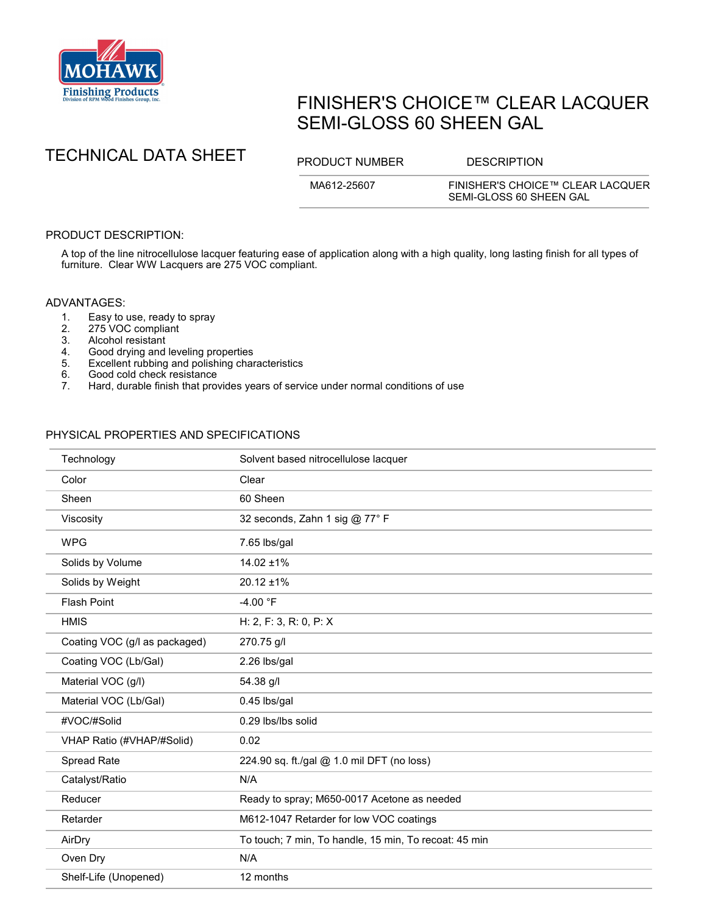MOHAWK Finishing Products
Division of RPM Wood Finishes Group, Inc.

# FINISHER'S CHOICE™ CLEAR LACQUER SEMI-GLOSS 60 SHEEN GAL

## TECHNICAL DATA SHEET

| PRODUCT NUMBER | DESCRIPTION |
|---|---|
| MA612-25607 | FINISHER'S CHOICE™ CLEAR LACQUER SEMI-GLOSS 60 SHEEN GAL |

### PRODUCT DESCRIPTION:

A top of the line nitrocellulose lacquer featuring ease of application along with a high quality, long lasting finish for all types of furniture. Clear WW Lacquers are 275 VOC compliant.

### ADVANTAGES:

1. Easy to use, ready to spray
2. 275 VOC compliant
3. Alcohol resistant
4. Good drying and leveling properties
5. Excellent rubbing and polishing characteristics
6. Good cold check resistance
7. Hard, durable finish that provides years of service under normal conditions of use

### PHYSICAL PROPERTIES AND SPECIFICATIONS

| | |
|---|---|
| Technology | Solvent based nitrocellulose lacquer |
| Color | Clear |
| Sheen | 60 Sheen |
| Viscosity | 32 seconds, Zahn 1 sig @ 77° F |
| WPG | 7.65 lbs/gal |
| Solids by Volume | 14.02 ±1% |
| Solids by Weight | 20.12 ±1% |
| Flash Point | -4.00 °F |
| HMIS | H: 2, F: 3, R: 0, P: X |
| Coating VOC (g/l as packaged) | 270.75 g/l |
| Coating VOC (Lb/Gal) | 2.26 lbs/gal |
| Material VOC (g/l) | 54.38 g/l |
| Material VOC (Lb/Gal) | 0.45 lbs/gal |
| #VOC/#Solid | 0.29 lbs/lbs solid |
| VHAP Ratio (#VHAP/#Solid) | 0.02 |
| Spread Rate | 224.90 sq. ft./gal @ 1.0 mil DFT (no loss) |
| Catalyst/Ratio | N/A |
| Reducer | Ready to spray; M650-0017 Acetone as needed |
| Retarder | M612-1047 Retarder for low VOC coatings |
| AirDry | To touch; 7 min, To handle, 15 min, To recoat: 45 min |
| Oven Dry | N/A |
| Shelf-Life (Unopened) | 12 months |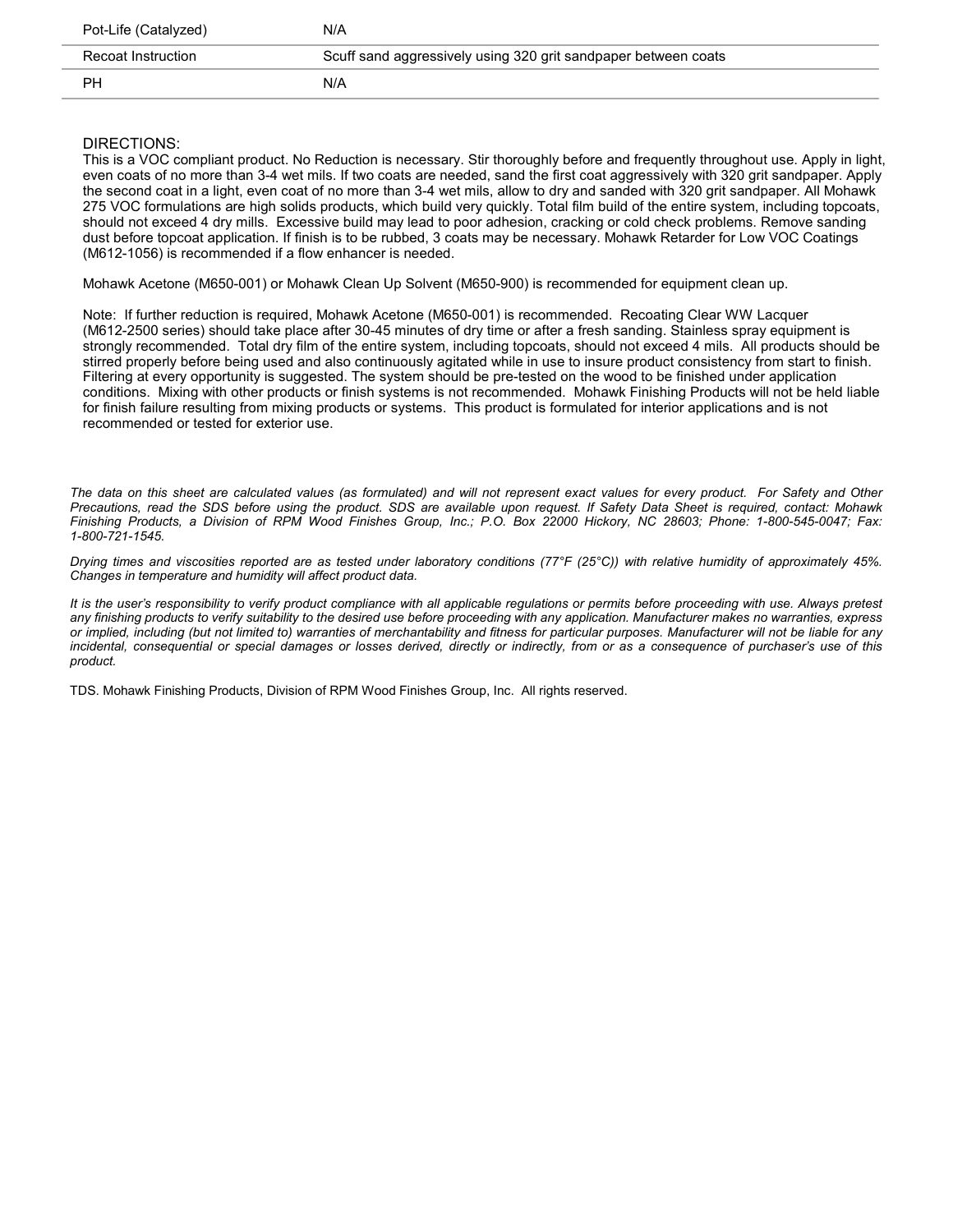| | |
|---|---|
| Pot-Life (Catalyzed) | N/A |
| Recoat Instruction | Scuff sand aggressively using 320 grit sandpaper between coats |
| PH | N/A |

DIRECTIONS:

This is a VOC compliant product. No Reduction is necessary. Stir thoroughly before and frequently throughout use. Apply in light, even coats of no more than 3-4 wet mils. If two coats are needed, sand the first coat aggressively with 320 grit sandpaper. Apply the second coat in a light, even coat of no more than 3-4 wet mils, allow to dry and sanded with 320 grit sandpaper. All Mohawk 275 VOC formulations are high solids products, which build very quickly. Total film build of the entire system, including topcoats, should not exceed 4 dry mills. Excessive build may lead to poor adhesion, cracking or cold check problems. Remove sanding dust before topcoat application. If finish is to be rubbed, 3 coats may be necessary. Mohawk Retarder for Low VOC Coatings (M612-1056) is recommended if a flow enhancer is needed.

Mohawk Acetone (M650-001) or Mohawk Clean Up Solvent (M650-900) is recommended for equipment clean up.

Note: If further reduction is required, Mohawk Acetone (M650-001) is recommended. Recoating Clear WW Lacquer (M612-2500 series) should take place after 30-45 minutes of dry time or after a fresh sanding. Stainless spray equipment is strongly recommended. Total dry film of the entire system, including topcoats, should not exceed 4 mils. All products should be stirred properly before being used and also continuously agitated while in use to insure product consistency from start to finish. Filtering at every opportunity is suggested. The system should be pre-tested on the wood to be finished under application conditions. Mixing with other products or finish systems is not recommended. Mohawk Finishing Products will not be held liable for finish failure resulting from mixing products or systems. This product is formulated for interior applications and is not recommended or tested for exterior use.

*The data on this sheet are calculated values (as formulated) and will not represent exact values for every product. For Safety and Other Precautions, read the SDS before using the product. SDS are available upon request. If Safety Data Sheet is required, contact: Mohawk Finishing Products, a Division of RPM Wood Finishes Group, Inc.; P.O. Box 22000 Hickory, NC 28603; Phone: 1-800-545-0047; Fax: 1-800-721-1545.*

*Drying times and viscosities reported are as tested under laboratory conditions (77°F (25°C)) with relative humidity of approximately 45%. Changes in temperature and humidity will affect product data.*

*It is the user's responsibility to verify product compliance with all applicable regulations or permits before proceeding with use. Always pretest any finishing products to verify suitability to the desired use before proceeding with any application. Manufacturer makes no warranties, express or implied, including (but not limited to) warranties of merchantability and fitness for particular purposes. Manufacturer will not be liable for any incidental, consequential or special damages or losses derived, directly or indirectly, from or as a consequence of purchaser's use of this product.*

TDS. Mohawk Finishing Products, Division of RPM Wood Finishes Group, Inc. All rights reserved.